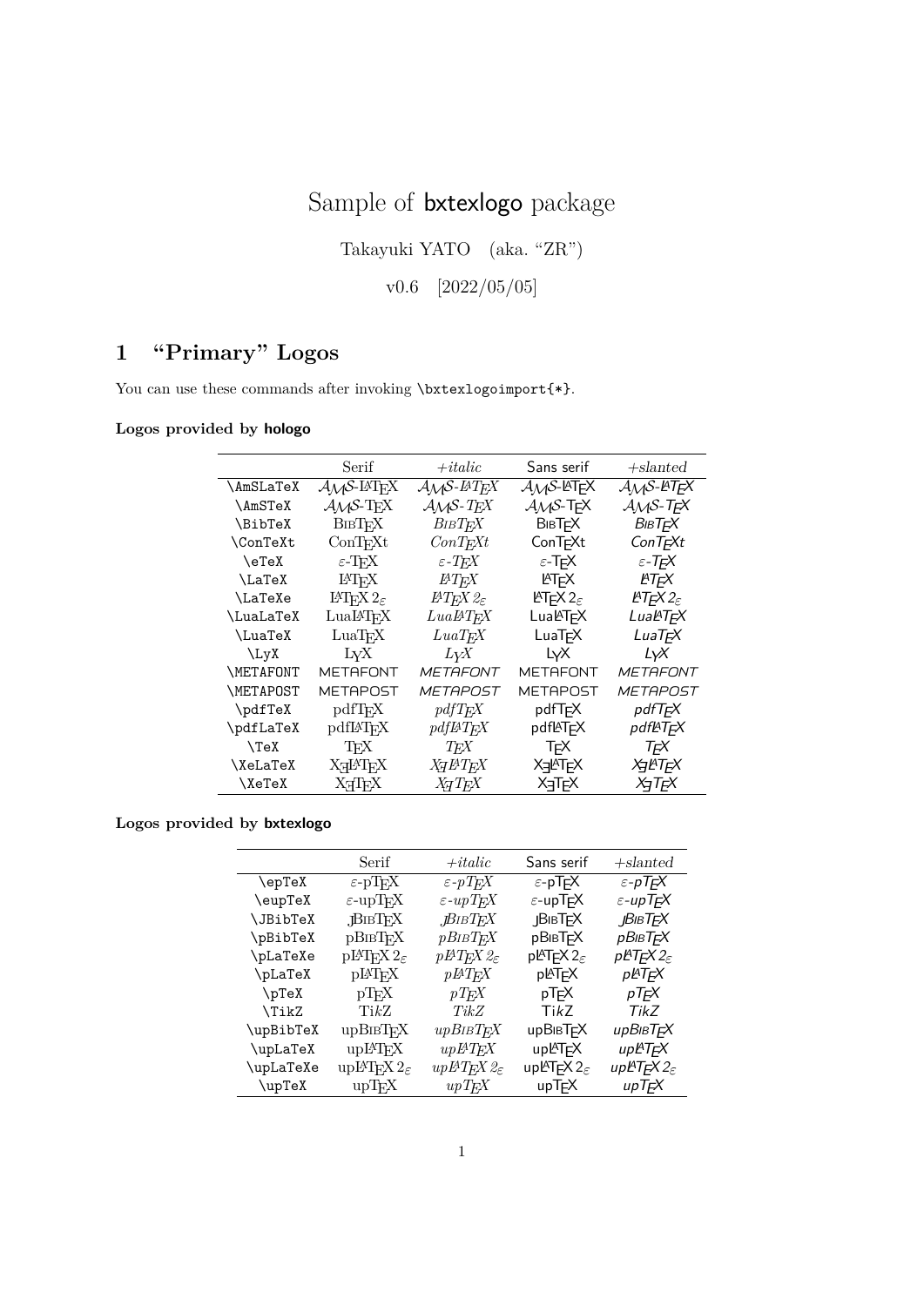# Sample of bxtexlogo package

Takayuki YATO (aka. "ZR")

v0.6 [2022/05/05]

## 1 "Primary" Logos

You can use these commands after invoking `\bxtexlogoimport{*}`.

**Logos provided by hologo**

| | Serif | *+italic* | Sans serif | *+slanted* |
|---|---|---|---|---|
| `\AmSLaTeX` | AMS-LaTeX | *AMS-LaTeX* | AMS-LaTeX | *AMS-LaTeX* |
| `\AmSTeX` | AMS-TeX | *AMS-TeX* | AMS-TeX | *AMS-TeX* |
| `\BibTeX` | BibTeX | *BibTeX* | BibTeX | *BibTeX* |
| `\ConTeXt` | ConTeXt | *ConTeXt* | ConTeXt | *ConTeXt* |
| `\eTeX` | $\varepsilon$-TeX | *$\varepsilon$-TeX* | $\varepsilon$-TeX | *$\varepsilon$-TeX* |
| `\LaTeX` | LaTeX | *LaTeX* | LaTeX | *LaTeX* |
| `\LaTeXe` | LaTeX $2_\varepsilon$ | *LaTeX $2_\varepsilon$* | LaTeX $2_\varepsilon$ | *LaTeX $2_\varepsilon$* |
| `\LuaLaTeX` | LuaLaTeX | *LuaLaTeX* | LuaLaTeX | *LuaLaTeX* |
| `\LuaTeX` | LuaTeX | *LuaTeX* | LuaTeX | *LuaTeX* |
| `\LyX` | LyX | *LyX* | LyX | *LyX* |
| `\METAFONT` | METAFONT | *METAFONT* | METAFONT | *METAFONT* |
| `\METAPOST` | METAPOST | *METAPOST* | METAPOST | *METAPOST* |
| `\pdfTeX` | pdfTeX | *pdfTeX* | pdfTeX | *pdfTeX* |
| `\pdfLaTeX` | pdfLaTeX | *pdfLaTeX* | pdfLaTeX | *pdfLaTeX* |
| `\TeX` | TeX | *TeX* | TeX | *TeX* |
| `\XeLaTeX` | XeLaTeX | *XeLaTeX* | XeLaTeX | *XeLaTeX* |
| `\XeTeX` | XeTeX | *XeTeX* | XeTeX | *XeTeX* |

**Logos provided by bxtexlogo**

| | Serif | *+italic* | Sans serif | *+slanted* |
|---|---|---|---|---|
| `\epTeX` | $\varepsilon$-pTeX | *$\varepsilon$-pTeX* | $\varepsilon$-pTeX | *$\varepsilon$-pTeX* |
| `\eupTeX` | $\varepsilon$-upTeX | *$\varepsilon$-upTeX* | $\varepsilon$-upTeX | *$\varepsilon$-upTeX* |
| `\JBibTeX` | JBibTeX | *JBibTeX* | JBibTeX | *JBibTeX* |
| `\pBibTeX` | pBibTeX | *pBibTeX* | pBibTeX | *pBibTeX* |
| `\pLaTeXe` | pLaTeX $2_\varepsilon$ | *pLaTeX $2_\varepsilon$* | pLaTeX $2_\varepsilon$ | *pLaTeX $2_\varepsilon$* |
| `\pLaTeX` | pLaTeX | *pLaTeX* | pLaTeX | *pLaTeX* |
| `\pTeX` | pTeX | *pTeX* | pTeX | *pTeX* |
| `\TikZ` | Ti*k*Z | *TikZ* | Ti*k*Z | *TikZ* |
| `\upBibTeX` | upBibTeX | *upBibTeX* | upBibTeX | *upBibTeX* |
| `\upLaTeX` | upLaTeX | *upLaTeX* | upLaTeX | *upLaTeX* |
| `\upLaTeXe` | upLaTeX $2_\varepsilon$ | *upLaTeX $2_\varepsilon$* | upLaTeX $2_\varepsilon$ | *upLaTeX $2_\varepsilon$* |
| `\upTeX` | upTeX | *upTeX* | upTeX | *upTeX* |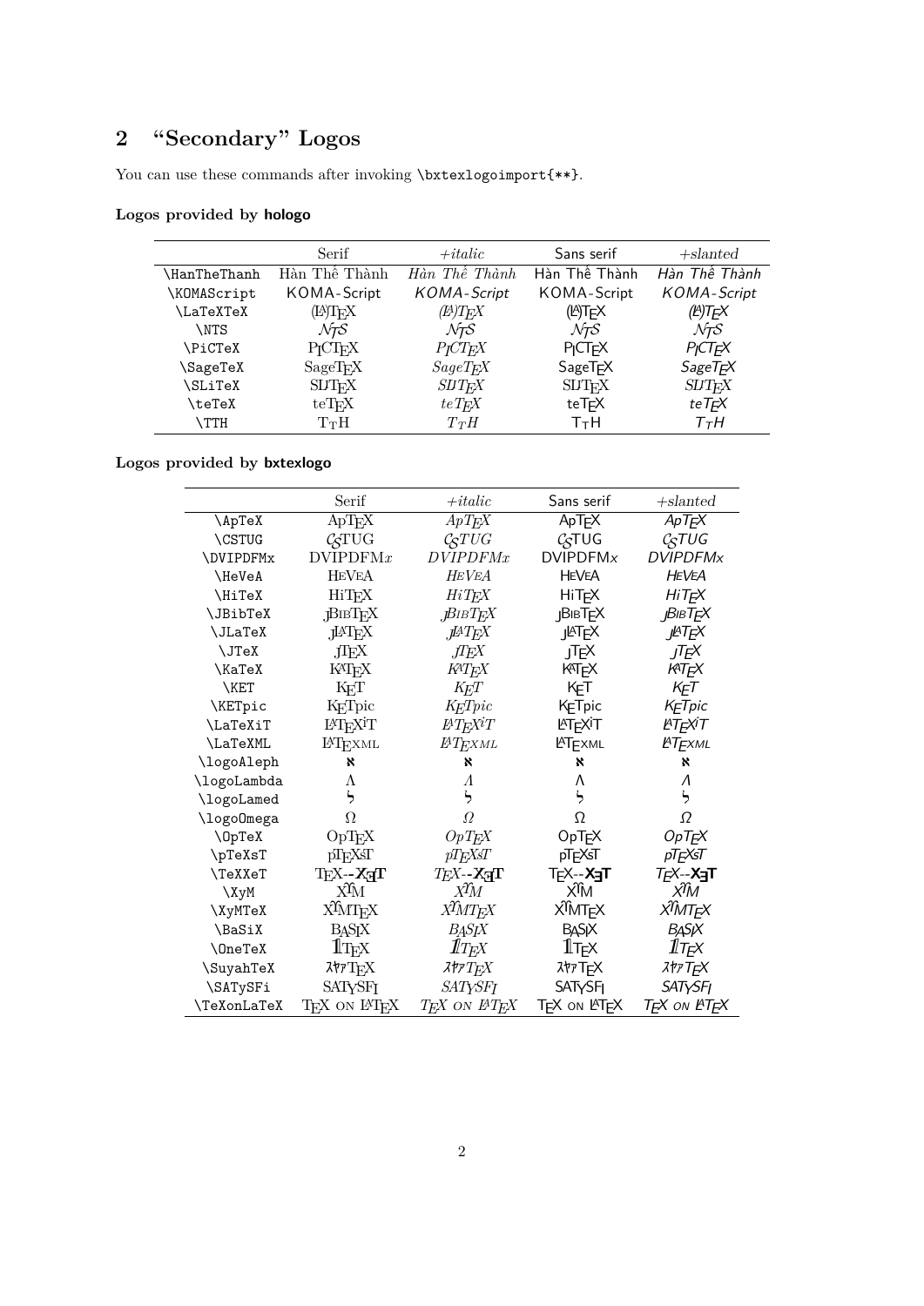## 2 "Secondary" Logos

You can use these commands after invoking `\bxtexlogoimport{**}`.

### Logos provided by hologo

| | Serif | +*italic* | Sans serif | +*slanted* |
|---|---|---|---|---|
| `\HanTheThanh` | Hàn Thế Thành | *Hàn Thế Thành* | Hàn Thế Thành | *Hàn Thế Thành* |
| `\KOMAScript` | KOMA-Script | *KOMA-Script* | KOMA-Script | *KOMA-Script* |
| `\LaTeXTeX` | (LA)TEX | *(LA)TEX* | (LA)TEX | *(LA)TEX* |
| `\NTS` | NTS | *NTS* | NTS | *NTS* |
| `\PiCTeX` | PICTEX | *PICTEX* | PICTEX | *PICTEX* |
| `\SageTeX` | SageTEX | *SageTEX* | SageTEX | *SageTEX* |
| `\SLiTeX` | SLITEX | *SLITEX* | SLITEX | *SLITEX* |
| `\teTeX` | teTEX | *teTEX* | teTEX | *teTEX* |
| `\TTH` | TTH | *TTH* | TTH | *TTH* |

### Logos provided by bxtexlogo

| | Serif | +*italic* | Sans serif | +*slanted* |
|---|---|---|---|---|
| `\ApTeX` | ApTEX | *ApTEX* | ApTEX | *ApTEX* |
| `\CSTUG` | CSTUG | *CSTUG* | CSTUG | *CSTUG* |
| `\DVIPDFMx` | DVIPDFM*x* | *DVIPDFMx* | DVIPDFM*x* | *DVIPDFMx* |
| `\HeVeA` | HEVEA | *HEVEA* | HEVEA | *HEVEA* |
| `\HiTeX` | HiTEX | *HiTEX* | HiTEX | *HiTEX* |
| `\JBibTeX` | JBIBTEX | *JBIBTEX* | JBIBTEX | *JBIBTEX* |
| `\JLaTeX` | JLATEX | *JLATEX* | JLATEX | *JLATEX* |
| `\JTeX` | JTEX | *JTEX* | JTEX | *JTEX* |
| `\KaTeX` | KATEX | *KATEX* | KATEX | *KATEX* |
| `\KET` | KET | *KET* | KET | *KET* |
| `\KETpic` | KETpic | *KETpic* | KETpic | *KETpic* |
| `\LaTeXiT` | LATEXiT | *LATEXiT* | LATEXiT | *LATEXiT* |
| `\LaTeXML` | LATEXML | *LATEXML* | LATEXML | *LATEXML* |
| `\logoAleph` | ℵ | ℵ | ℵ | ℵ |
| `\logoLambda` | Λ | *Λ* | Λ | *Λ* |
| `\logoLamed` | ל | ל | ל | ל |
| `\logoOmega` | Ω | *Ω* | Ω | *Ω* |
| `\OpTeX` | OpTEX | *OpTEX* | OpTEX | *OpTEX* |
| `\pTeXsT` | pTEXsT | *pTEXsT* | pTEXsT | *pTEXsT* |
| `\TeXXeT` | TEX--XƎT | *TEX--XƎT* | TEX--XƎT | *TEX--XƎT* |
| `\XyM` | XYM | *XYM* | XYM | *XYM* |
| `\XyMTeX` | XYMTEX | *XYMTEX* | XYMTEX | *XYMTEX* |
| `\BaSiX` | BASIX | *BASIX* | BASIX | *BASIX* |
| `\OneTeX` | 1TEX | *1TEX* | 1TEX | *1TEX* |
| `\SuyahTeX` | スヤァTEX | *スヤァTEX* | スヤァTEX | *スヤァTEX* |
| `\SATySFi` | SATYSFI | *SATYSFI* | SATYSFI | *SATYSFI* |
| `\TeXonLaTeX` | TEX ON LATEX | *TEX ON LATEX* | TEX ON LATEX | *TEX ON LATEX* |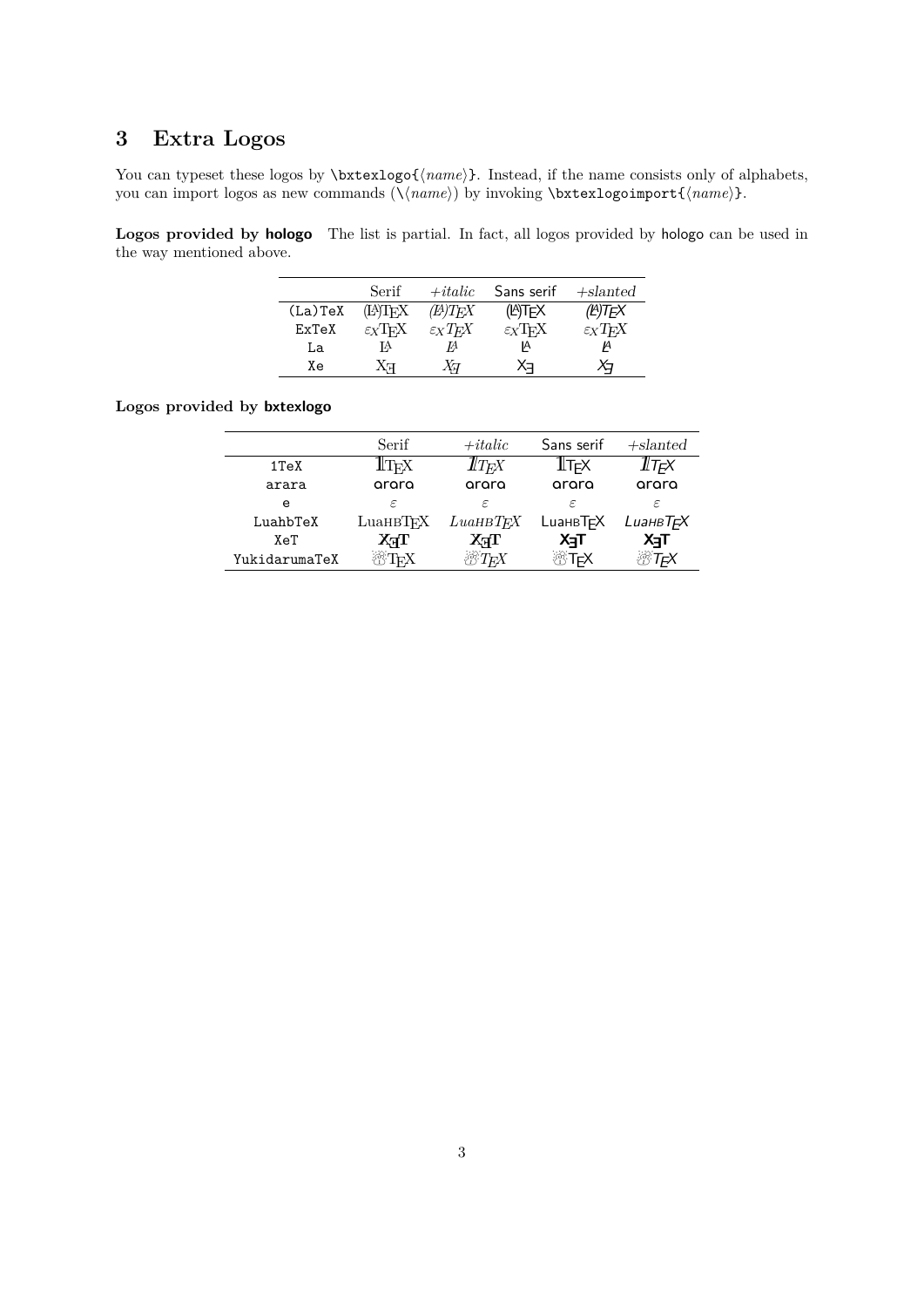## 3 Extra Logos

You can typeset these logos by `\bxtexlogo{⟨name⟩}`. Instead, if the name consists only of alphabets, you can import logos as new commands (`\⟨name⟩`) by invoking `\bxtexlogoimport{⟨name⟩}`.

**Logos provided by hologo** The list is partial. In fact, all logos provided by hologo can be used in the way mentioned above.

| | Serif | *+italic* | Sans serif | *+slanted* |
|---|---|---|---|---|
| `(La)TeX` | (LA)TEX | *(LA)TEX* | (LA)TEX | *(LA)TEX* |
| `ExTeX` | εχTEX | *εχTEX* | εχTEX | *εχTEX* |
| `La` | LA | *LA* | LA | *LA* |
| `Xe` | XE | *XE* | XE | *XE* |

**Logos provided by bxtexlogo**

| | Serif | *+italic* | Sans serif | *+slanted* |
|---|---|---|---|---|
| `1TeX` | 1TEX | *1TEX* | 1TEX | *1TEX* |
| `arara` | arara | arara | arara | arara |
| `e` | ε | ε | ε | ε |
| `LuahbTeX` | LuaHBTEX | *LuaHBTEX* | LuaHBTEX | *LuaHBTEX* |
| `XeT` | XET | XET | XET | XET |
| `YukidarumaTeX` | ☃TEX | *☃TEX* | ☃TEX | *☃TEX* |